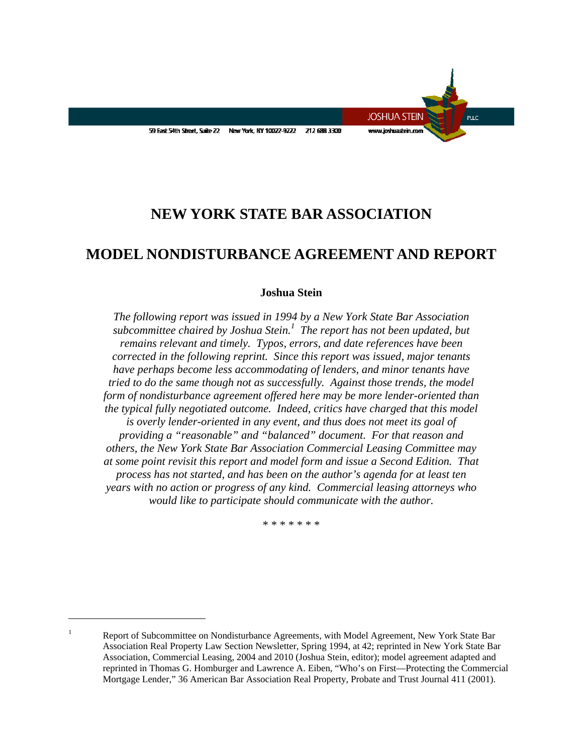# NEW YORK STATE BAR ASSOCIATION

# MODEL NONDISTURBANCE AGREEMENT AND REPORT

**Joshua Stein**

*The following report was issued in 1994 by a New York State Bar Association subcommittee chaired by Joshua Stein.*[1] *The report has not been updated, but remains relevant and timely. Typos, errors, and date references have been corrected in the following reprint. Since this report was issued, major tenants have perhaps become less accommodating of lenders, and minor tenants have tried to do the same though not as successfully. Against those trends, the model form of nondisturbance agreement offered here may be more lender-oriented than the typical fully negotiated outcome. Indeed, critics have charged that this model is overly lender-oriented in any event, and thus does not meet its goal of providing a "reasonable" and "balanced" document. For that reason and others, the New York State Bar Association Commercial Leasing Committee may at some point revisit this report and model form and issue a Second Edition. That process has not started, and has been on the author's agenda for at least ten years with no action or progress of any kind. Commercial leasing attorneys who would like to participate should communicate with the author.*

\* \* \* \* \* \* \*

---

[1] Report of Subcommittee on Nondisturbance Agreements, with Model Agreement, New York State Bar Association Real Property Law Section Newsletter, Spring 1994, at 42; reprinted in New York State Bar Association, Commercial Leasing, 2004 and 2010 (Joshua Stein, editor); model agreement adapted and reprinted in Thomas G. Homburger and Lawrence A. Eiben, "Who's on First—Protecting the Commercial Mortgage Lender," 36 American Bar Association Real Property, Probate and Trust Journal 411 (2001).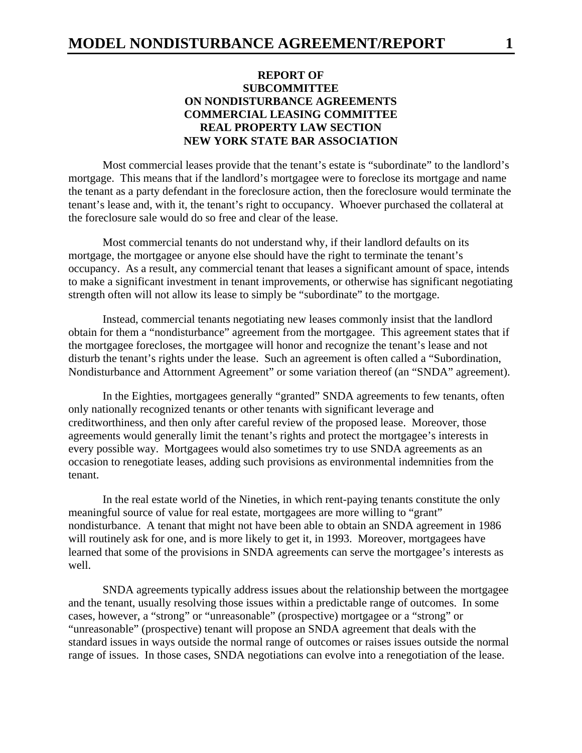**REPORT OF**
**SUBCOMMITTEE**
**ON NONDISTURBANCE AGREEMENTS**
**COMMERCIAL LEASING COMMITTEE**
**REAL PROPERTY LAW SECTION**
**NEW YORK STATE BAR ASSOCIATION**

Most commercial leases provide that the tenant's estate is "subordinate" to the landlord's mortgage. This means that if the landlord's mortgagee were to foreclose its mortgage and name the tenant as a party defendant in the foreclosure action, then the foreclosure would terminate the tenant's lease and, with it, the tenant's right to occupancy. Whoever purchased the collateral at the foreclosure sale would do so free and clear of the lease.

Most commercial tenants do not understand why, if their landlord defaults on its mortgage, the mortgagee or anyone else should have the right to terminate the tenant's occupancy. As a result, any commercial tenant that leases a significant amount of space, intends to make a significant investment in tenant improvements, or otherwise has significant negotiating strength often will not allow its lease to simply be "subordinate" to the mortgage.

Instead, commercial tenants negotiating new leases commonly insist that the landlord obtain for them a "nondisturbance" agreement from the mortgagee. This agreement states that if the mortgagee forecloses, the mortgagee will honor and recognize the tenant's lease and not disturb the tenant's rights under the lease. Such an agreement is often called a "Subordination, Nondisturbance and Attornment Agreement" or some variation thereof (an "SNDA" agreement).

In the Eighties, mortgagees generally "granted" SNDA agreements to few tenants, often only nationally recognized tenants or other tenants with significant leverage and creditworthiness, and then only after careful review of the proposed lease. Moreover, those agreements would generally limit the tenant's rights and protect the mortgagee's interests in every possible way. Mortgagees would also sometimes try to use SNDA agreements as an occasion to renegotiate leases, adding such provisions as environmental indemnities from the tenant.

In the real estate world of the Nineties, in which rent-paying tenants constitute the only meaningful source of value for real estate, mortgagees are more willing to "grant" nondisturbance. A tenant that might not have been able to obtain an SNDA agreement in 1986 will routinely ask for one, and is more likely to get it, in 1993. Moreover, mortgagees have learned that some of the provisions in SNDA agreements can serve the mortgagee's interests as well.

SNDA agreements typically address issues about the relationship between the mortgagee and the tenant, usually resolving those issues within a predictable range of outcomes. In some cases, however, a "strong" or "unreasonable" (prospective) mortgagee or a "strong" or "unreasonable" (prospective) tenant will propose an SNDA agreement that deals with the standard issues in ways outside the normal range of outcomes or raises issues outside the normal range of issues. In those cases, SNDA negotiations can evolve into a renegotiation of the lease.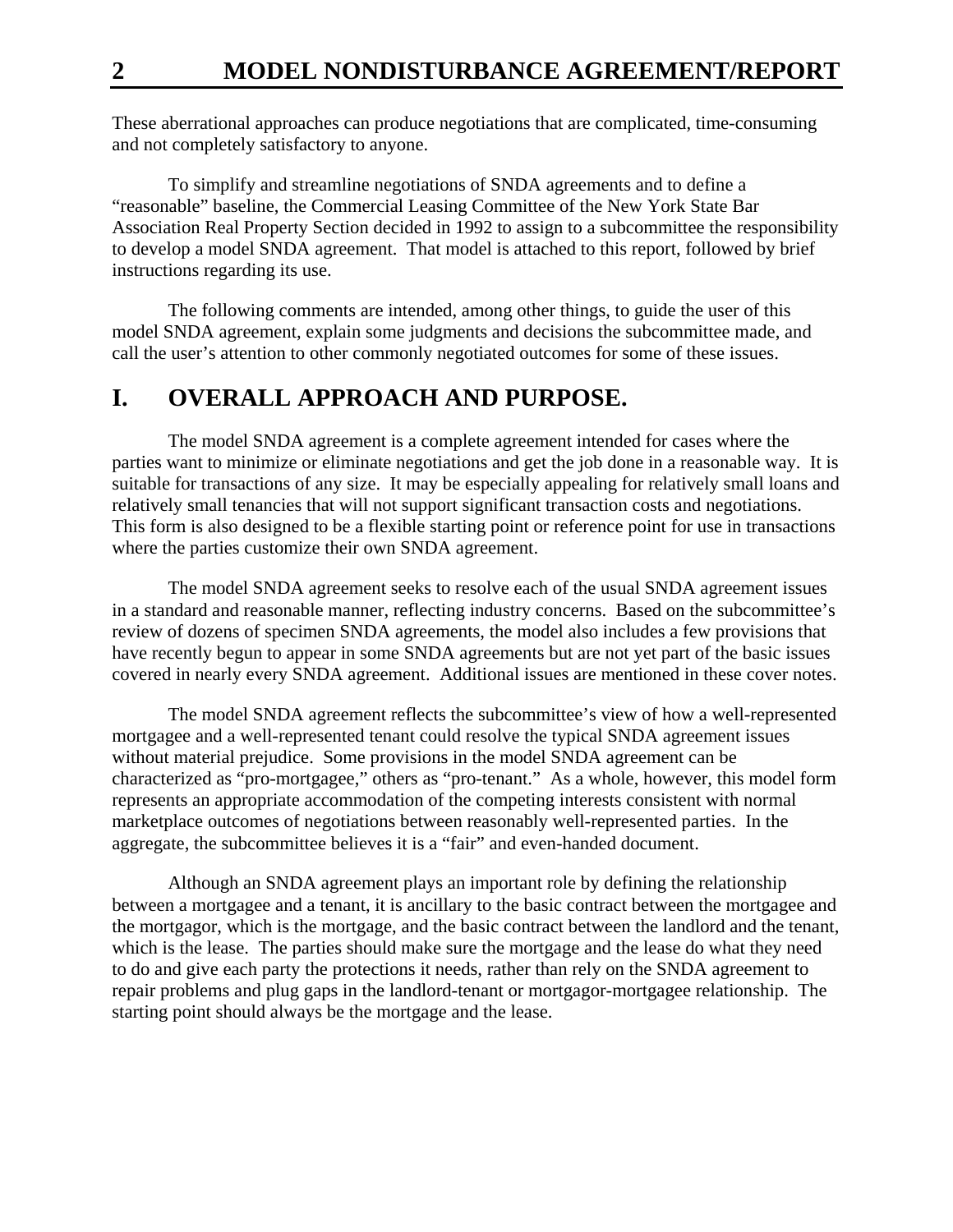These aberrational approaches can produce negotiations that are complicated, time-consuming and not completely satisfactory to anyone.

To simplify and streamline negotiations of SNDA agreements and to define a "reasonable" baseline, the Commercial Leasing Committee of the New York State Bar Association Real Property Section decided in 1992 to assign to a subcommittee the responsibility to develop a model SNDA agreement. That model is attached to this report, followed by brief instructions regarding its use.

The following comments are intended, among other things, to guide the user of this model SNDA agreement, explain some judgments and decisions the subcommittee made, and call the user's attention to other commonly negotiated outcomes for some of these issues.

## I. OVERALL APPROACH AND PURPOSE.

The model SNDA agreement is a complete agreement intended for cases where the parties want to minimize or eliminate negotiations and get the job done in a reasonable way. It is suitable for transactions of any size. It may be especially appealing for relatively small loans and relatively small tenancies that will not support significant transaction costs and negotiations. This form is also designed to be a flexible starting point or reference point for use in transactions where the parties customize their own SNDA agreement.

The model SNDA agreement seeks to resolve each of the usual SNDA agreement issues in a standard and reasonable manner, reflecting industry concerns. Based on the subcommittee's review of dozens of specimen SNDA agreements, the model also includes a few provisions that have recently begun to appear in some SNDA agreements but are not yet part of the basic issues covered in nearly every SNDA agreement. Additional issues are mentioned in these cover notes.

The model SNDA agreement reflects the subcommittee's view of how a well-represented mortgagee and a well-represented tenant could resolve the typical SNDA agreement issues without material prejudice. Some provisions in the model SNDA agreement can be characterized as "pro-mortgagee," others as "pro-tenant." As a whole, however, this model form represents an appropriate accommodation of the competing interests consistent with normal marketplace outcomes of negotiations between reasonably well-represented parties. In the aggregate, the subcommittee believes it is a "fair" and even-handed document.

Although an SNDA agreement plays an important role by defining the relationship between a mortgagee and a tenant, it is ancillary to the basic contract between the mortgagee and the mortgagor, which is the mortgage, and the basic contract between the landlord and the tenant, which is the lease. The parties should make sure the mortgage and the lease do what they need to do and give each party the protections it needs, rather than rely on the SNDA agreement to repair problems and plug gaps in the landlord-tenant or mortgagor-mortgagee relationship. The starting point should always be the mortgage and the lease.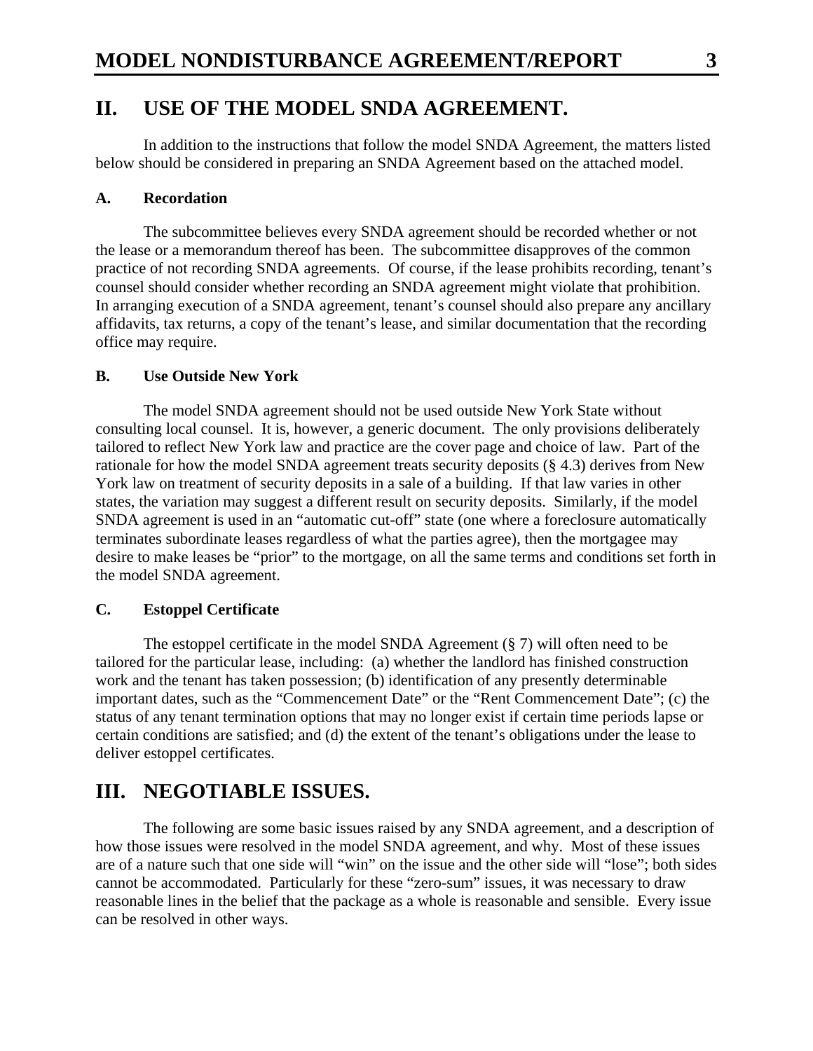## II. USE OF THE MODEL SNDA AGREEMENT.

In addition to the instructions that follow the model SNDA Agreement, the matters listed below should be considered in preparing an SNDA Agreement based on the attached model.

### A. Recordation

The subcommittee believes every SNDA agreement should be recorded whether or not the lease or a memorandum thereof has been. The subcommittee disapproves of the common practice of not recording SNDA agreements. Of course, if the lease prohibits recording, tenant's counsel should consider whether recording an SNDA agreement might violate that prohibition. In arranging execution of a SNDA agreement, tenant's counsel should also prepare any ancillary affidavits, tax returns, a copy of the tenant's lease, and similar documentation that the recording office may require.

### B. Use Outside New York

The model SNDA agreement should not be used outside New York State without consulting local counsel. It is, however, a generic document. The only provisions deliberately tailored to reflect New York law and practice are the cover page and choice of law. Part of the rationale for how the model SNDA agreement treats security deposits (§ 4.3) derives from New York law on treatment of security deposits in a sale of a building. If that law varies in other states, the variation may suggest a different result on security deposits. Similarly, if the model SNDA agreement is used in an "automatic cut-off" state (one where a foreclosure automatically terminates subordinate leases regardless of what the parties agree), then the mortgagee may desire to make leases be "prior" to the mortgage, on all the same terms and conditions set forth in the model SNDA agreement.

### C. Estoppel Certificate

The estoppel certificate in the model SNDA Agreement (§ 7) will often need to be tailored for the particular lease, including: (a) whether the landlord has finished construction work and the tenant has taken possession; (b) identification of any presently determinable important dates, such as the "Commencement Date" or the "Rent Commencement Date"; (c) the status of any tenant termination options that may no longer exist if certain time periods lapse or certain conditions are satisfied; and (d) the extent of the tenant's obligations under the lease to deliver estoppel certificates.

## III. NEGOTIABLE ISSUES.

The following are some basic issues raised by any SNDA agreement, and a description of how those issues were resolved in the model SNDA agreement, and why. Most of these issues are of a nature such that one side will "win" on the issue and the other side will "lose"; both sides cannot be accommodated. Particularly for these "zero-sum" issues, it was necessary to draw reasonable lines in the belief that the package as a whole is reasonable and sensible. Every issue can be resolved in other ways.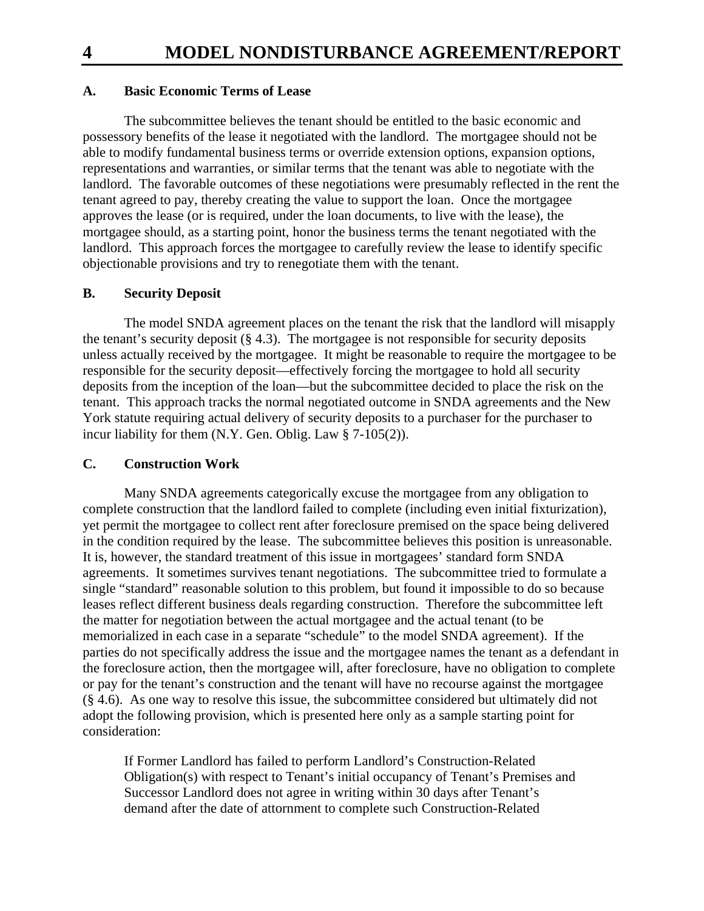### A. Basic Economic Terms of Lease

The subcommittee believes the tenant should be entitled to the basic economic and possessory benefits of the lease it negotiated with the landlord. The mortgagee should not be able to modify fundamental business terms or override extension options, expansion options, representations and warranties, or similar terms that the tenant was able to negotiate with the landlord. The favorable outcomes of these negotiations were presumably reflected in the rent the tenant agreed to pay, thereby creating the value to support the loan. Once the mortgagee approves the lease (or is required, under the loan documents, to live with the lease), the mortgagee should, as a starting point, honor the business terms the tenant negotiated with the landlord. This approach forces the mortgagee to carefully review the lease to identify specific objectionable provisions and try to renegotiate them with the tenant.

### B. Security Deposit

The model SNDA agreement places on the tenant the risk that the landlord will misapply the tenant's security deposit (§ 4.3). The mortgagee is not responsible for security deposits unless actually received by the mortgagee. It might be reasonable to require the mortgagee to be responsible for the security deposit—effectively forcing the mortgagee to hold all security deposits from the inception of the loan—but the subcommittee decided to place the risk on the tenant. This approach tracks the normal negotiated outcome in SNDA agreements and the New York statute requiring actual delivery of security deposits to a purchaser for the purchaser to incur liability for them (N.Y. Gen. Oblig. Law § 7-105(2)).

### C. Construction Work

Many SNDA agreements categorically excuse the mortgagee from any obligation to complete construction that the landlord failed to complete (including even initial fixturization), yet permit the mortgagee to collect rent after foreclosure premised on the space being delivered in the condition required by the lease. The subcommittee believes this position is unreasonable. It is, however, the standard treatment of this issue in mortgagees' standard form SNDA agreements. It sometimes survives tenant negotiations. The subcommittee tried to formulate a single "standard" reasonable solution to this problem, but found it impossible to do so because leases reflect different business deals regarding construction. Therefore the subcommittee left the matter for negotiation between the actual mortgagee and the actual tenant (to be memorialized in each case in a separate "schedule" to the model SNDA agreement). If the parties do not specifically address the issue and the mortgagee names the tenant as a defendant in the foreclosure action, then the mortgagee will, after foreclosure, have no obligation to complete or pay for the tenant's construction and the tenant will have no recourse against the mortgagee (§ 4.6). As one way to resolve this issue, the subcommittee considered but ultimately did not adopt the following provision, which is presented here only as a sample starting point for consideration:

> If Former Landlord has failed to perform Landlord's Construction-Related Obligation(s) with respect to Tenant's initial occupancy of Tenant's Premises and Successor Landlord does not agree in writing within 30 days after Tenant's demand after the date of attornment to complete such Construction-Related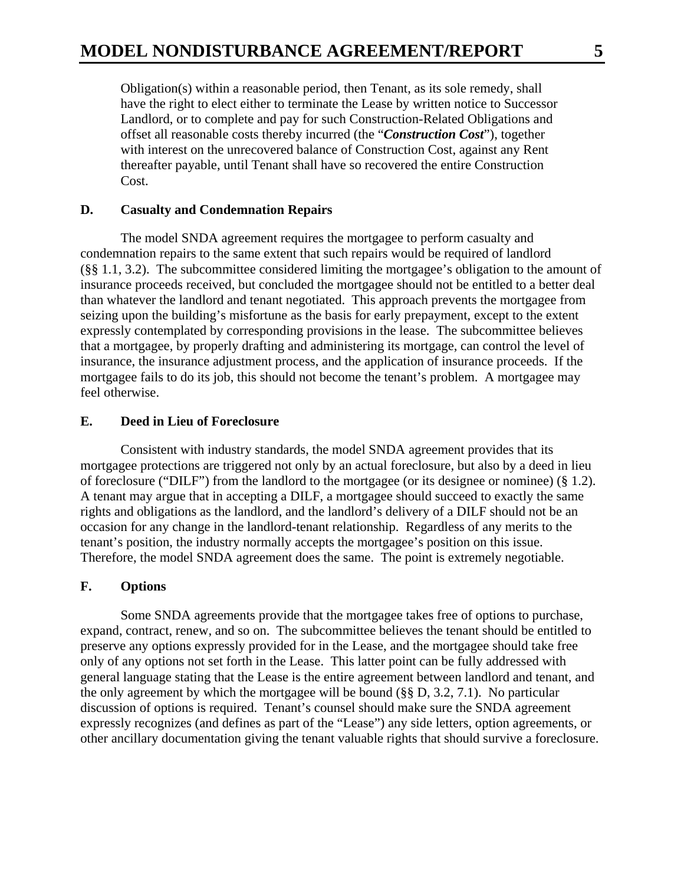Obligation(s) within a reasonable period, then Tenant, as its sole remedy, shall have the right to elect either to terminate the Lease by written notice to Successor Landlord, or to complete and pay for such Construction-Related Obligations and offset all reasonable costs thereby incurred (the "***Construction Cost***"), together with interest on the unrecovered balance of Construction Cost, against any Rent thereafter payable, until Tenant shall have so recovered the entire Construction Cost.

### D. Casualty and Condemnation Repairs

The model SNDA agreement requires the mortgagee to perform casualty and condemnation repairs to the same extent that such repairs would be required of landlord (§§ 1.1, 3.2). The subcommittee considered limiting the mortgagee's obligation to the amount of insurance proceeds received, but concluded the mortgagee should not be entitled to a better deal than whatever the landlord and tenant negotiated. This approach prevents the mortgagee from seizing upon the building's misfortune as the basis for early prepayment, except to the extent expressly contemplated by corresponding provisions in the lease. The subcommittee believes that a mortgagee, by properly drafting and administering its mortgage, can control the level of insurance, the insurance adjustment process, and the application of insurance proceeds. If the mortgagee fails to do its job, this should not become the tenant's problem. A mortgagee may feel otherwise.

### E. Deed in Lieu of Foreclosure

Consistent with industry standards, the model SNDA agreement provides that its mortgagee protections are triggered not only by an actual foreclosure, but also by a deed in lieu of foreclosure ("DILF") from the landlord to the mortgagee (or its designee or nominee) (§ 1.2). A tenant may argue that in accepting a DILF, a mortgagee should succeed to exactly the same rights and obligations as the landlord, and the landlord's delivery of a DILF should not be an occasion for any change in the landlord-tenant relationship. Regardless of any merits to the tenant's position, the industry normally accepts the mortgagee's position on this issue. Therefore, the model SNDA agreement does the same. The point is extremely negotiable.

### F. Options

Some SNDA agreements provide that the mortgagee takes free of options to purchase, expand, contract, renew, and so on. The subcommittee believes the tenant should be entitled to preserve any options expressly provided for in the Lease, and the mortgagee should take free only of any options not set forth in the Lease. This latter point can be fully addressed with general language stating that the Lease is the entire agreement between landlord and tenant, and the only agreement by which the mortgagee will be bound (§§ D, 3.2, 7.1). No particular discussion of options is required. Tenant's counsel should make sure the SNDA agreement expressly recognizes (and defines as part of the "Lease") any side letters, option agreements, or other ancillary documentation giving the tenant valuable rights that should survive a foreclosure.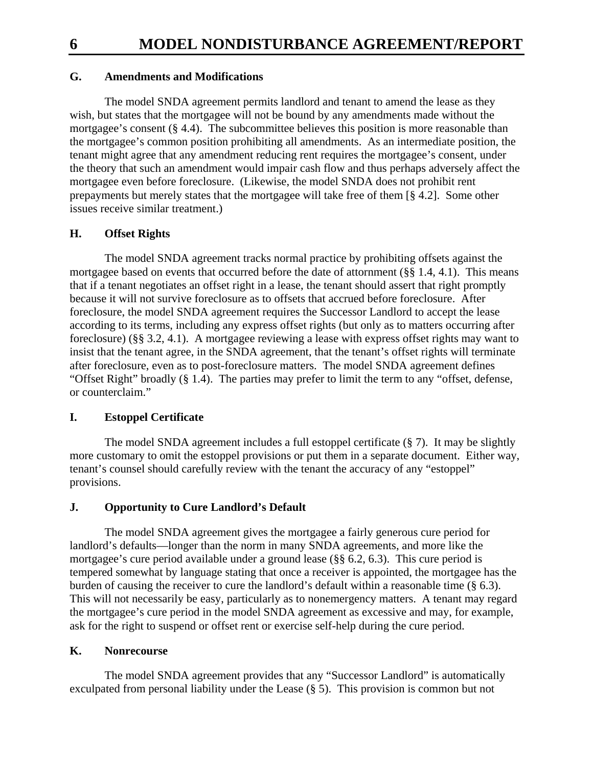### G. Amendments and Modifications

The model SNDA agreement permits landlord and tenant to amend the lease as they wish, but states that the mortgagee will not be bound by any amendments made without the mortgagee's consent (§ 4.4). The subcommittee believes this position is more reasonable than the mortgagee's common position prohibiting all amendments. As an intermediate position, the tenant might agree that any amendment reducing rent requires the mortgagee's consent, under the theory that such an amendment would impair cash flow and thus perhaps adversely affect the mortgagee even before foreclosure. (Likewise, the model SNDA does not prohibit rent prepayments but merely states that the mortgagee will take free of them [§ 4.2]. Some other issues receive similar treatment.)

### H. Offset Rights

The model SNDA agreement tracks normal practice by prohibiting offsets against the mortgagee based on events that occurred before the date of attornment (§§ 1.4, 4.1). This means that if a tenant negotiates an offset right in a lease, the tenant should assert that right promptly because it will not survive foreclosure as to offsets that accrued before foreclosure. After foreclosure, the model SNDA agreement requires the Successor Landlord to accept the lease according to its terms, including any express offset rights (but only as to matters occurring after foreclosure) (§§ 3.2, 4.1). A mortgagee reviewing a lease with express offset rights may want to insist that the tenant agree, in the SNDA agreement, that the tenant's offset rights will terminate after foreclosure, even as to post-foreclosure matters. The model SNDA agreement defines "Offset Right" broadly (§ 1.4). The parties may prefer to limit the term to any "offset, defense, or counterclaim."

### I. Estoppel Certificate

The model SNDA agreement includes a full estoppel certificate (§ 7). It may be slightly more customary to omit the estoppel provisions or put them in a separate document. Either way, tenant's counsel should carefully review with the tenant the accuracy of any "estoppel" provisions.

### J. Opportunity to Cure Landlord's Default

The model SNDA agreement gives the mortgagee a fairly generous cure period for landlord's defaults—longer than the norm in many SNDA agreements, and more like the mortgagee's cure period available under a ground lease (§§ 6.2, 6.3). This cure period is tempered somewhat by language stating that once a receiver is appointed, the mortgagee has the burden of causing the receiver to cure the landlord's default within a reasonable time (§ 6.3). This will not necessarily be easy, particularly as to nonemergency matters. A tenant may regard the mortgagee's cure period in the model SNDA agreement as excessive and may, for example, ask for the right to suspend or offset rent or exercise self-help during the cure period.

### K. Nonrecourse

The model SNDA agreement provides that any "Successor Landlord" is automatically exculpated from personal liability under the Lease (§ 5). This provision is common but not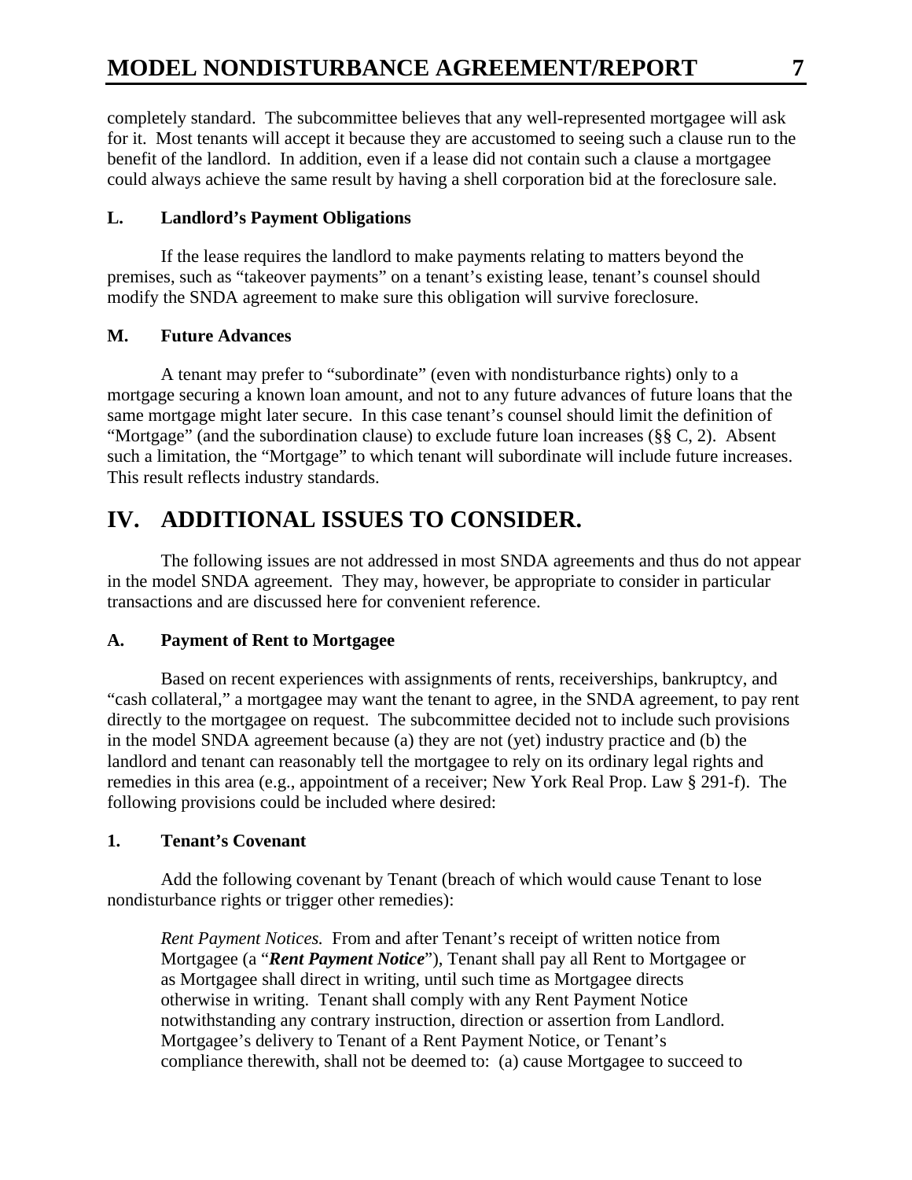completely standard. The subcommittee believes that any well-represented mortgagee will ask for it. Most tenants will accept it because they are accustomed to seeing such a clause run to the benefit of the landlord. In addition, even if a lease did not contain such a clause a mortgagee could always achieve the same result by having a shell corporation bid at the foreclosure sale.

### L. Landlord's Payment Obligations

If the lease requires the landlord to make payments relating to matters beyond the premises, such as "takeover payments" on a tenant's existing lease, tenant's counsel should modify the SNDA agreement to make sure this obligation will survive foreclosure.

### M. Future Advances

A tenant may prefer to "subordinate" (even with nondisturbance rights) only to a mortgage securing a known loan amount, and not to any future advances of future loans that the same mortgage might later secure. In this case tenant's counsel should limit the definition of "Mortgage" (and the subordination clause) to exclude future loan increases (§§ C, 2). Absent such a limitation, the "Mortgage" to which tenant will subordinate will include future increases. This result reflects industry standards.

## IV. ADDITIONAL ISSUES TO CONSIDER.

The following issues are not addressed in most SNDA agreements and thus do not appear in the model SNDA agreement. They may, however, be appropriate to consider in particular transactions and are discussed here for convenient reference.

### A. Payment of Rent to Mortgagee

Based on recent experiences with assignments of rents, receiverships, bankruptcy, and "cash collateral," a mortgagee may want the tenant to agree, in the SNDA agreement, to pay rent directly to the mortgagee on request. The subcommittee decided not to include such provisions in the model SNDA agreement because (a) they are not (yet) industry practice and (b) the landlord and tenant can reasonably tell the mortgagee to rely on its ordinary legal rights and remedies in this area (e.g., appointment of a receiver; New York Real Prop. Law § 291-f). The following provisions could be included where desired:

### 1. Tenant's Covenant

Add the following covenant by Tenant (breach of which would cause Tenant to lose nondisturbance rights or trigger other remedies):

> *Rent Payment Notices.* From and after Tenant's receipt of written notice from Mortgagee (a "***Rent Payment Notice***"), Tenant shall pay all Rent to Mortgagee or as Mortgagee shall direct in writing, until such time as Mortgagee directs otherwise in writing. Tenant shall comply with any Rent Payment Notice notwithstanding any contrary instruction, direction or assertion from Landlord. Mortgagee's delivery to Tenant of a Rent Payment Notice, or Tenant's compliance therewith, shall not be deemed to: (a) cause Mortgagee to succeed to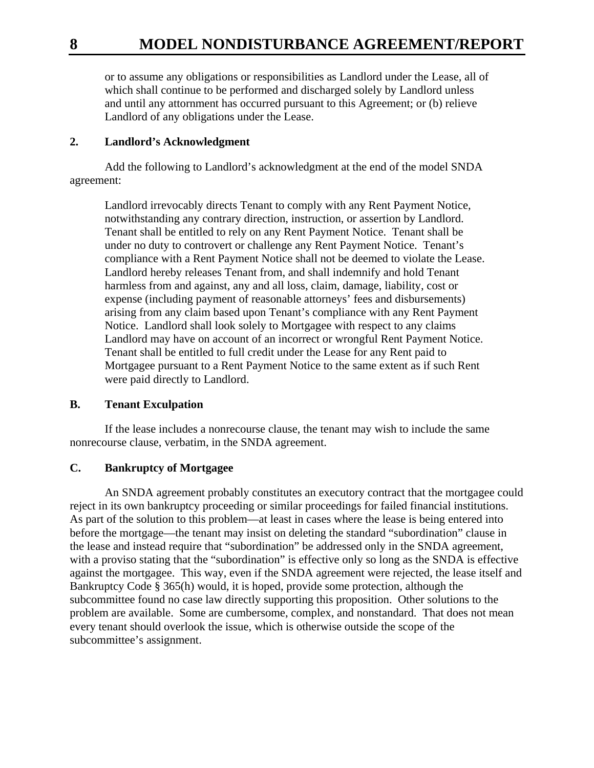or to assume any obligations or responsibilities as Landlord under the Lease, all of which shall continue to be performed and discharged solely by Landlord unless and until any attornment has occurred pursuant to this Agreement; or (b) relieve Landlord of any obligations under the Lease.

### 2. Landlord's Acknowledgment

Add the following to Landlord's acknowledgment at the end of the model SNDA agreement:

> Landlord irrevocably directs Tenant to comply with any Rent Payment Notice, notwithstanding any contrary direction, instruction, or assertion by Landlord. Tenant shall be entitled to rely on any Rent Payment Notice. Tenant shall be under no duty to controvert or challenge any Rent Payment Notice. Tenant's compliance with a Rent Payment Notice shall not be deemed to violate the Lease. Landlord hereby releases Tenant from, and shall indemnify and hold Tenant harmless from and against, any and all loss, claim, damage, liability, cost or expense (including payment of reasonable attorneys' fees and disbursements) arising from any claim based upon Tenant's compliance with any Rent Payment Notice. Landlord shall look solely to Mortgagee with respect to any claims Landlord may have on account of an incorrect or wrongful Rent Payment Notice. Tenant shall be entitled to full credit under the Lease for any Rent paid to Mortgagee pursuant to a Rent Payment Notice to the same extent as if such Rent were paid directly to Landlord.

## B. Tenant Exculpation

If the lease includes a nonrecourse clause, the tenant may wish to include the same nonrecourse clause, verbatim, in the SNDA agreement.

## C. Bankruptcy of Mortgagee

An SNDA agreement probably constitutes an executory contract that the mortgagee could reject in its own bankruptcy proceeding or similar proceedings for failed financial institutions. As part of the solution to this problem—at least in cases where the lease is being entered into before the mortgage—the tenant may insist on deleting the standard "subordination" clause in the lease and instead require that "subordination" be addressed only in the SNDA agreement, with a proviso stating that the "subordination" is effective only so long as the SNDA is effective against the mortgagee. This way, even if the SNDA agreement were rejected, the lease itself and Bankruptcy Code § 365(h) would, it is hoped, provide some protection, although the subcommittee found no case law directly supporting this proposition. Other solutions to the problem are available. Some are cumbersome, complex, and nonstandard. That does not mean every tenant should overlook the issue, which is otherwise outside the scope of the subcommittee's assignment.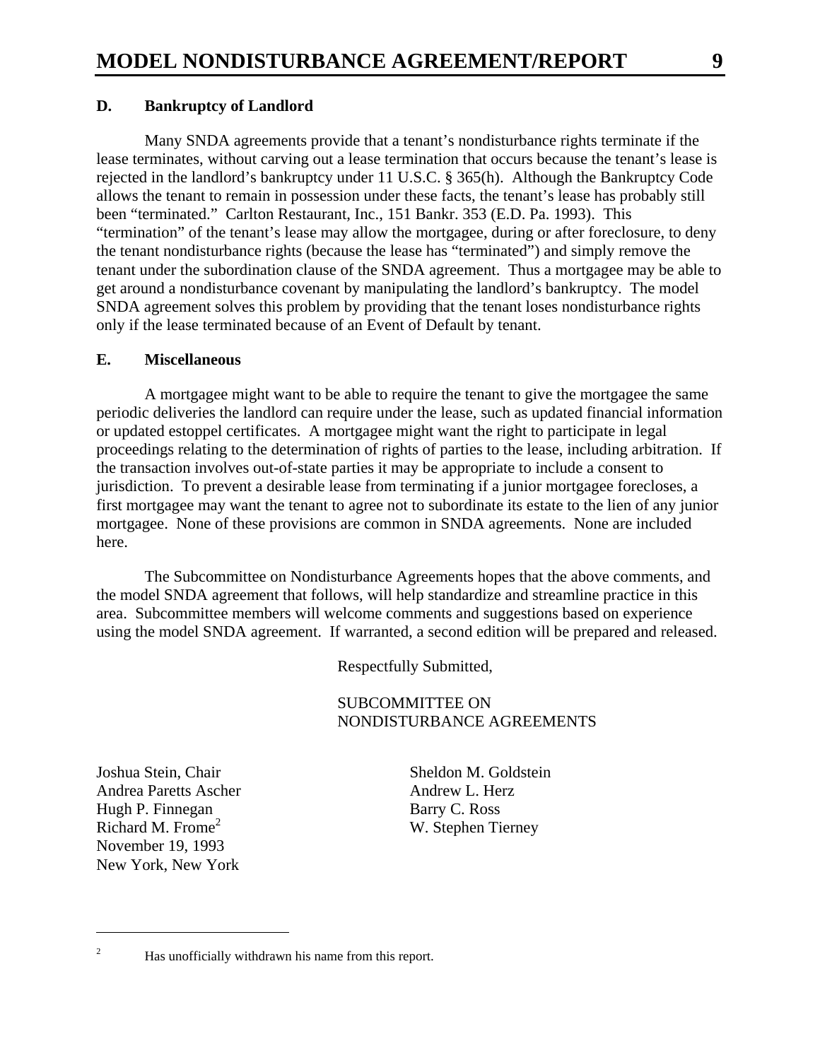### D. Bankruptcy of Landlord

Many SNDA agreements provide that a tenant's nondisturbance rights terminate if the lease terminates, without carving out a lease termination that occurs because the tenant's lease is rejected in the landlord's bankruptcy under 11 U.S.C. § 365(h). Although the Bankruptcy Code allows the tenant to remain in possession under these facts, the tenant's lease has probably still been "terminated." Carlton Restaurant, Inc., 151 Bankr. 353 (E.D. Pa. 1993). This "termination" of the tenant's lease may allow the mortgagee, during or after foreclosure, to deny the tenant nondisturbance rights (because the lease has "terminated") and simply remove the tenant under the subordination clause of the SNDA agreement. Thus a mortgagee may be able to get around a nondisturbance covenant by manipulating the landlord's bankruptcy. The model SNDA agreement solves this problem by providing that the tenant loses nondisturbance rights only if the lease terminated because of an Event of Default by tenant.

### E. Miscellaneous

A mortgagee might want to be able to require the tenant to give the mortgagee the same periodic deliveries the landlord can require under the lease, such as updated financial information or updated estoppel certificates. A mortgagee might want the right to participate in legal proceedings relating to the determination of rights of parties to the lease, including arbitration. If the transaction involves out-of-state parties it may be appropriate to include a consent to jurisdiction. To prevent a desirable lease from terminating if a junior mortgagee forecloses, a first mortgagee may want the tenant to agree not to subordinate its estate to the lien of any junior mortgagee. None of these provisions are common in SNDA agreements. None are included here.

The Subcommittee on Nondisturbance Agreements hopes that the above comments, and the model SNDA agreement that follows, will help standardize and streamline practice in this area. Subcommittee members will welcome comments and suggestions based on experience using the model SNDA agreement. If warranted, a second edition will be prepared and released.

Respectfully Submitted,

SUBCOMMITTEE ON
NONDISTURBANCE AGREEMENTS

Joshua Stein, Chair
Andrea Paretts Ascher
Hugh P. Finnegan
Richard M. Frome[2]
Sheldon M. Goldstein
Andrew L. Herz
Barry C. Ross
W. Stephen Tierney

November 19, 1993
New York, New York

---

[2] Has unofficially withdrawn his name from this report.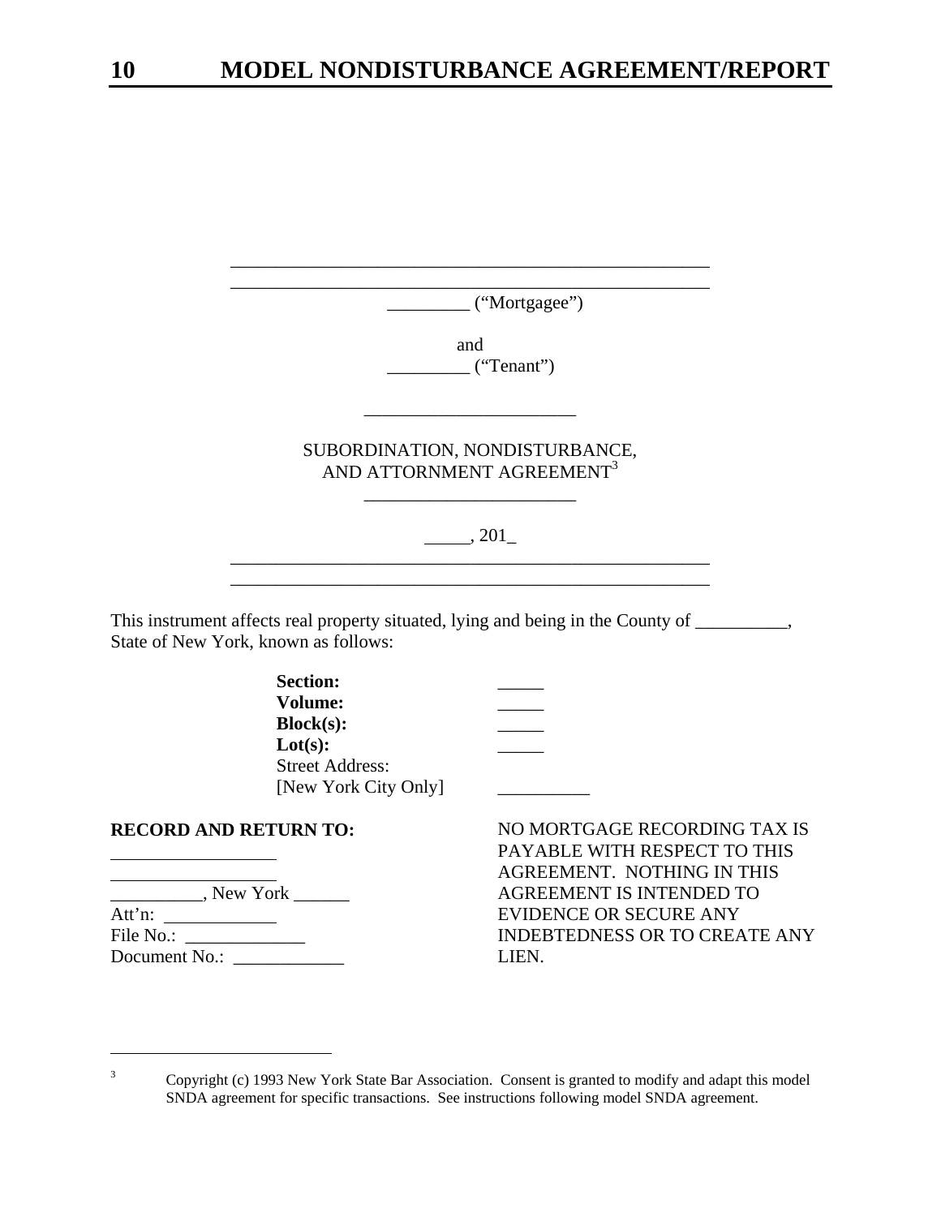\_\_\_\_\_\_\_\_\_\_\_\_\_\_\_\_\_\_\_\_\_\_\_\_\_\_\_\_\_\_\_\_\_\_\_\_\_\_\_\_\_\_\_\_\_\_\_\_\_\_\_

\_\_\_\_\_\_\_\_\_\_\_\_\_\_\_\_\_\_\_\_\_\_\_\_\_\_\_\_\_\_\_\_\_\_\_\_\_\_\_\_\_\_\_\_\_\_\_\_\_\_\_

\_\_\_\_\_\_\_\_\_ ("Mortgagee")

and

\_\_\_\_\_\_\_\_\_ ("Tenant")

\_\_\_\_\_\_\_\_\_\_\_\_\_\_\_\_\_\_\_\_\_\_

SUBORDINATION, NONDISTURBANCE, AND ATTORNMENT AGREEMENT[3]

\_\_\_\_\_\_\_\_\_\_\_\_\_\_\_\_\_\_\_\_\_\_

\_\_\_\_\_, 201\_

\_\_\_\_\_\_\_\_\_\_\_\_\_\_\_\_\_\_\_\_\_\_\_\_\_\_\_\_\_\_\_\_\_\_\_\_\_\_\_\_\_\_\_\_\_\_\_\_\_\_\_

\_\_\_\_\_\_\_\_\_\_\_\_\_\_\_\_\_\_\_\_\_\_\_\_\_\_\_\_\_\_\_\_\_\_\_\_\_\_\_\_\_\_\_\_\_\_\_\_\_\_\_

This instrument affects real property situated, lying and being in the County of \_\_\_\_\_\_\_\_\_\_, State of New York, known as follows:

**Section:** \_\_\_\_\_
**Volume:** \_\_\_\_\_
**Block(s):** \_\_\_\_\_
**Lot(s):** \_\_\_\_\_
Street Address:
[New York City Only] \_\_\_\_\_\_\_\_\_\_

**RECORD AND RETURN TO:**

\_\_\_\_\_\_\_\_\_\_\_\_\_\_\_\_\_\_
\_\_\_\_\_\_\_\_\_\_\_\_\_\_\_\_\_\_
\_\_\_\_\_\_\_\_\_\_, New York \_\_\_\_\_\_
Att'n: \_\_\_\_\_\_\_\_\_\_\_\_
File No.: \_\_\_\_\_\_\_\_\_\_\_\_\_
Document No.: \_\_\_\_\_\_\_\_\_\_\_\_

NO MORTGAGE RECORDING TAX IS PAYABLE WITH RESPECT TO THIS AGREEMENT. NOTHING IN THIS AGREEMENT IS INTENDED TO EVIDENCE OR SECURE ANY INDEBTEDNESS OR TO CREATE ANY LIEN.

---

[3] Copyright (c) 1993 New York State Bar Association. Consent is granted to modify and adapt this model SNDA agreement for specific transactions. See instructions following model SNDA agreement.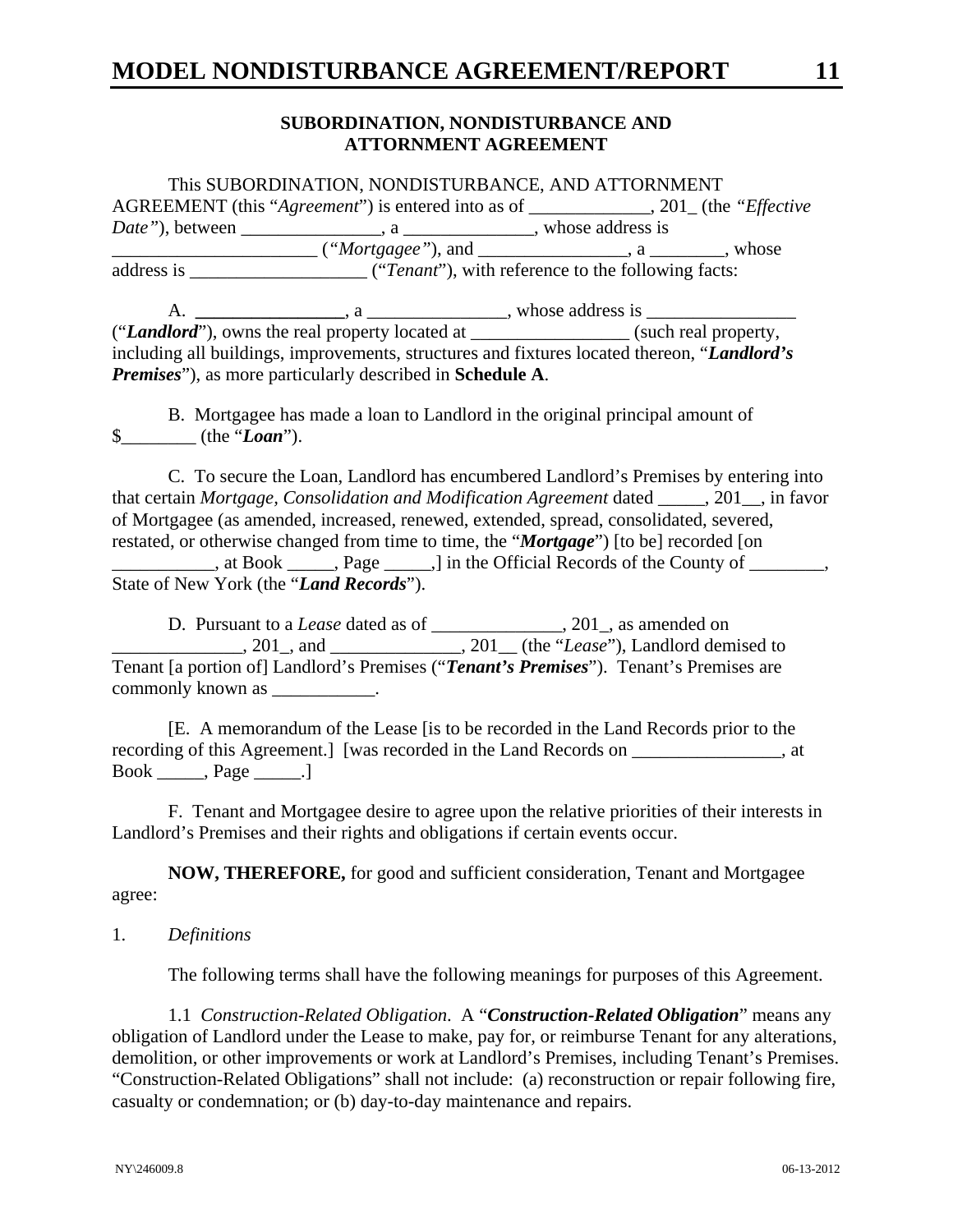**SUBORDINATION, NONDISTURBANCE AND ATTORNMENT AGREEMENT**

This SUBORDINATION, NONDISTURBANCE, AND ATTORNMENT AGREEMENT (this "*Agreement*") is entered into as of _____________, 201_ (the *"Effective Date"*), between _______________, a ______________, whose address is ______________________ (*"Mortgagee"*), and ________________, a ________, whose address is ___________________ ("*Tenant*"), with reference to the following facts:

A. **________________**, a _______________, whose address is ________________ ("***Landlord***"), owns the real property located at _________________ (such real property, including all buildings, improvements, structures and fixtures located thereon, "***Landlord's Premises***"), as more particularly described in **Schedule A**.

B. Mortgagee has made a loan to Landlord in the original principal amount of $________ (the "***Loan***").

C. To secure the Loan, Landlord has encumbered Landlord's Premises by entering into that certain *Mortgage, Consolidation and Modification Agreement* dated _____, 201__, in favor of Mortgagee (as amended, increased, renewed, extended, spread, consolidated, severed, restated, or otherwise changed from time to time, the "***Mortgage***") [to be] recorded [on ___________, at Book _____, Page _____,] in the Official Records of the County of ________, State of New York (the "***Land Records***").

D. Pursuant to a *Lease* dated as of ______________, 201_, as amended on ______________, 201_, and ______________, 201__ (the "*Lease*"), Landlord demised to Tenant [a portion of] Landlord's Premises ("***Tenant's Premises***"). Tenant's Premises are commonly known as ___________.

[E. A memorandum of the Lease [is to be recorded in the Land Records prior to the recording of this Agreement.] [was recorded in the Land Records on ________________, at Book _____, Page _____.]

F. Tenant and Mortgagee desire to agree upon the relative priorities of their interests in Landlord's Premises and their rights and obligations if certain events occur.

**NOW, THEREFORE,** for good and sufficient consideration, Tenant and Mortgagee agree:

1. *Definitions*

The following terms shall have the following meanings for purposes of this Agreement.

1.1 *Construction-Related Obligation*. A "***Construction-Related Obligation***" means any obligation of Landlord under the Lease to make, pay for, or reimburse Tenant for any alterations, demolition, or other improvements or work at Landlord's Premises, including Tenant's Premises. "Construction-Related Obligations" shall not include: (a) reconstruction or repair following fire, casualty or condemnation; or (b) day-to-day maintenance and repairs.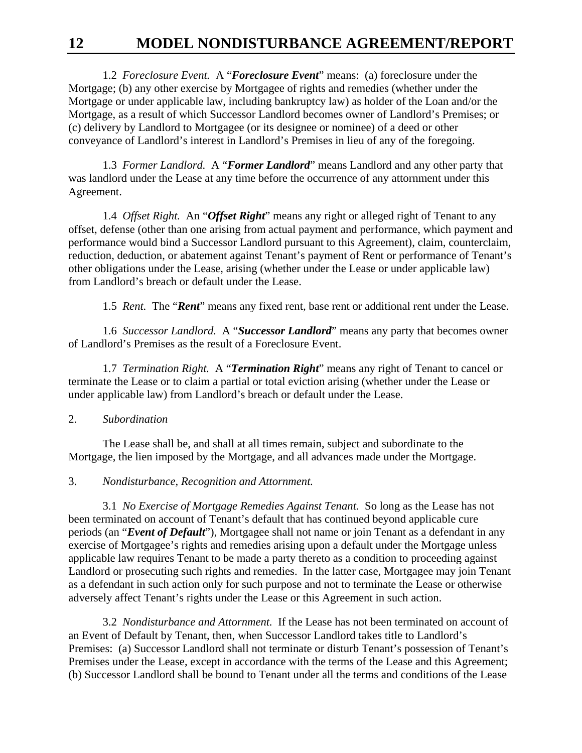1.2 *Foreclosure Event.* A "***Foreclosure Event***" means: (a) foreclosure under the Mortgage; (b) any other exercise by Mortgagee of rights and remedies (whether under the Mortgage or under applicable law, including bankruptcy law) as holder of the Loan and/or the Mortgage, as a result of which Successor Landlord becomes owner of Landlord's Premises; or (c) delivery by Landlord to Mortgagee (or its designee or nominee) of a deed or other conveyance of Landlord's interest in Landlord's Premises in lieu of any of the foregoing.

1.3 *Former Landlord.* A "***Former Landlord***" means Landlord and any other party that was landlord under the Lease at any time before the occurrence of any attornment under this Agreement.

1.4 *Offset Right.* An "***Offset Right***" means any right or alleged right of Tenant to any offset, defense (other than one arising from actual payment and performance, which payment and performance would bind a Successor Landlord pursuant to this Agreement), claim, counterclaim, reduction, deduction, or abatement against Tenant's payment of Rent or performance of Tenant's other obligations under the Lease, arising (whether under the Lease or under applicable law) from Landlord's breach or default under the Lease.

1.5 *Rent.* The "***Rent***" means any fixed rent, base rent or additional rent under the Lease.

1.6 *Successor Landlord.* A "***Successor Landlord***" means any party that becomes owner of Landlord's Premises as the result of a Foreclosure Event.

1.7 *Termination Right.* A "***Termination Right***" means any right of Tenant to cancel or terminate the Lease or to claim a partial or total eviction arising (whether under the Lease or under applicable law) from Landlord's breach or default under the Lease.

2. *Subordination*

The Lease shall be, and shall at all times remain, subject and subordinate to the Mortgage, the lien imposed by the Mortgage, and all advances made under the Mortgage.

3. *Nondisturbance, Recognition and Attornment.*

3.1 *No Exercise of Mortgage Remedies Against Tenant.* So long as the Lease has not been terminated on account of Tenant's default that has continued beyond applicable cure periods (an "***Event of Default***"), Mortgagee shall not name or join Tenant as a defendant in any exercise of Mortgagee's rights and remedies arising upon a default under the Mortgage unless applicable law requires Tenant to be made a party thereto as a condition to proceeding against Landlord or prosecuting such rights and remedies. In the latter case, Mortgagee may join Tenant as a defendant in such action only for such purpose and not to terminate the Lease or otherwise adversely affect Tenant's rights under the Lease or this Agreement in such action.

3.2 *Nondisturbance and Attornment.* If the Lease has not been terminated on account of an Event of Default by Tenant, then, when Successor Landlord takes title to Landlord's Premises: (a) Successor Landlord shall not terminate or disturb Tenant's possession of Tenant's Premises under the Lease, except in accordance with the terms of the Lease and this Agreement; (b) Successor Landlord shall be bound to Tenant under all the terms and conditions of the Lease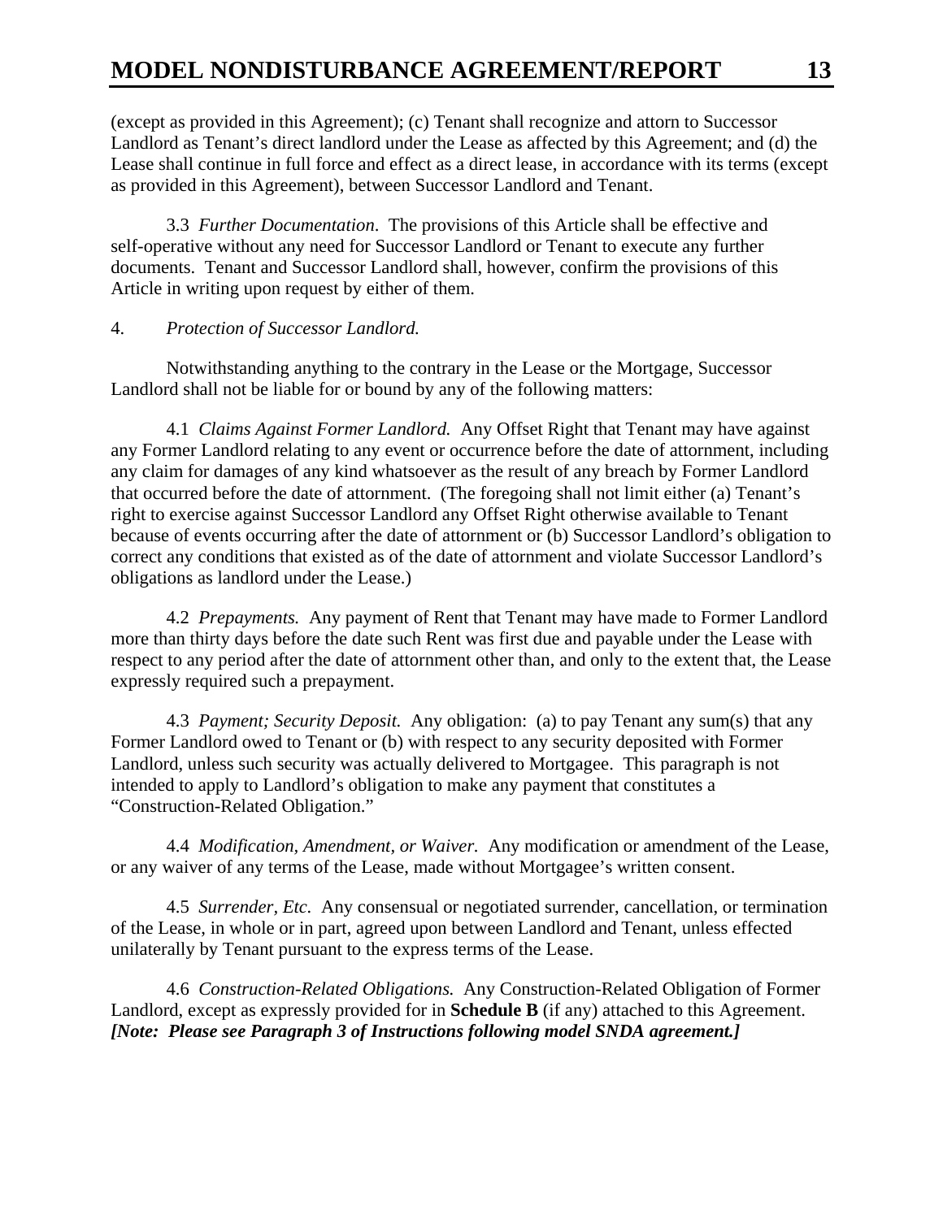(except as provided in this Agreement); (c) Tenant shall recognize and attorn to Successor Landlord as Tenant's direct landlord under the Lease as affected by this Agreement; and (d) the Lease shall continue in full force and effect as a direct lease, in accordance with its terms (except as provided in this Agreement), between Successor Landlord and Tenant.

3.3 *Further Documentation*. The provisions of this Article shall be effective and self-operative without any need for Successor Landlord or Tenant to execute any further documents. Tenant and Successor Landlord shall, however, confirm the provisions of this Article in writing upon request by either of them.

4. *Protection of Successor Landlord.*

Notwithstanding anything to the contrary in the Lease or the Mortgage, Successor Landlord shall not be liable for or bound by any of the following matters:

4.1 *Claims Against Former Landlord.* Any Offset Right that Tenant may have against any Former Landlord relating to any event or occurrence before the date of attornment, including any claim for damages of any kind whatsoever as the result of any breach by Former Landlord that occurred before the date of attornment. (The foregoing shall not limit either (a) Tenant's right to exercise against Successor Landlord any Offset Right otherwise available to Tenant because of events occurring after the date of attornment or (b) Successor Landlord's obligation to correct any conditions that existed as of the date of attornment and violate Successor Landlord's obligations as landlord under the Lease.)

4.2 *Prepayments.* Any payment of Rent that Tenant may have made to Former Landlord more than thirty days before the date such Rent was first due and payable under the Lease with respect to any period after the date of attornment other than, and only to the extent that, the Lease expressly required such a prepayment.

4.3 *Payment; Security Deposit.* Any obligation: (a) to pay Tenant any sum(s) that any Former Landlord owed to Tenant or (b) with respect to any security deposited with Former Landlord, unless such security was actually delivered to Mortgagee. This paragraph is not intended to apply to Landlord's obligation to make any payment that constitutes a "Construction-Related Obligation."

4.4 *Modification, Amendment, or Waiver.* Any modification or amendment of the Lease, or any waiver of any terms of the Lease, made without Mortgagee's written consent.

4.5 *Surrender, Etc.* Any consensual or negotiated surrender, cancellation, or termination of the Lease, in whole or in part, agreed upon between Landlord and Tenant, unless effected unilaterally by Tenant pursuant to the express terms of the Lease.

4.6 *Construction-Related Obligations.* Any Construction-Related Obligation of Former Landlord, except as expressly provided for in **Schedule B** (if any) attached to this Agreement. ***[Note: Please see Paragraph 3 of Instructions following model SNDA agreement.]***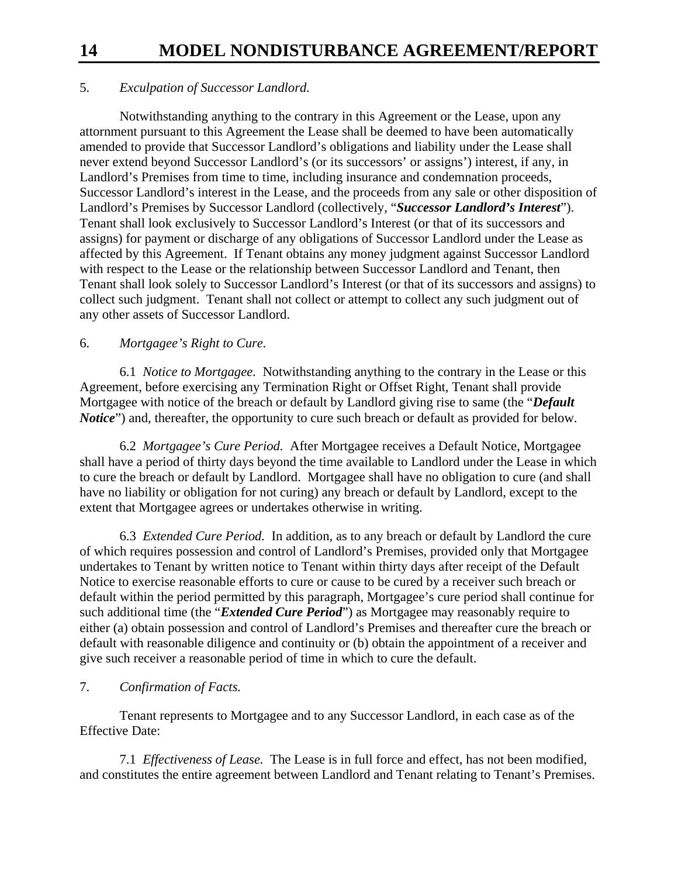5. *Exculpation of Successor Landlord.*

Notwithstanding anything to the contrary in this Agreement or the Lease, upon any attornment pursuant to this Agreement the Lease shall be deemed to have been automatically amended to provide that Successor Landlord's obligations and liability under the Lease shall never extend beyond Successor Landlord's (or its successors' or assigns') interest, if any, in Landlord's Premises from time to time, including insurance and condemnation proceeds, Successor Landlord's interest in the Lease, and the proceeds from any sale or other disposition of Landlord's Premises by Successor Landlord (collectively, "***Successor Landlord's Interest***"). Tenant shall look exclusively to Successor Landlord's Interest (or that of its successors and assigns) for payment or discharge of any obligations of Successor Landlord under the Lease as affected by this Agreement. If Tenant obtains any money judgment against Successor Landlord with respect to the Lease or the relationship between Successor Landlord and Tenant, then Tenant shall look solely to Successor Landlord's Interest (or that of its successors and assigns) to collect such judgment. Tenant shall not collect or attempt to collect any such judgment out of any other assets of Successor Landlord.

6. *Mortgagee's Right to Cure.*

6.1 *Notice to Mortgagee.* Notwithstanding anything to the contrary in the Lease or this Agreement, before exercising any Termination Right or Offset Right, Tenant shall provide Mortgagee with notice of the breach or default by Landlord giving rise to same (the "***Default Notice***") and, thereafter, the opportunity to cure such breach or default as provided for below.

6.2 *Mortgagee's Cure Period.* After Mortgagee receives a Default Notice, Mortgagee shall have a period of thirty days beyond the time available to Landlord under the Lease in which to cure the breach or default by Landlord. Mortgagee shall have no obligation to cure (and shall have no liability or obligation for not curing) any breach or default by Landlord, except to the extent that Mortgagee agrees or undertakes otherwise in writing.

6.3 *Extended Cure Period.* In addition, as to any breach or default by Landlord the cure of which requires possession and control of Landlord's Premises, provided only that Mortgagee undertakes to Tenant by written notice to Tenant within thirty days after receipt of the Default Notice to exercise reasonable efforts to cure or cause to be cured by a receiver such breach or default within the period permitted by this paragraph, Mortgagee's cure period shall continue for such additional time (the "***Extended Cure Period***") as Mortgagee may reasonably require to either (a) obtain possession and control of Landlord's Premises and thereafter cure the breach or default with reasonable diligence and continuity or (b) obtain the appointment of a receiver and give such receiver a reasonable period of time in which to cure the default.

7. *Confirmation of Facts.*

Tenant represents to Mortgagee and to any Successor Landlord, in each case as of the Effective Date:

7.1 *Effectiveness of Lease.* The Lease is in full force and effect, has not been modified, and constitutes the entire agreement between Landlord and Tenant relating to Tenant's Premises.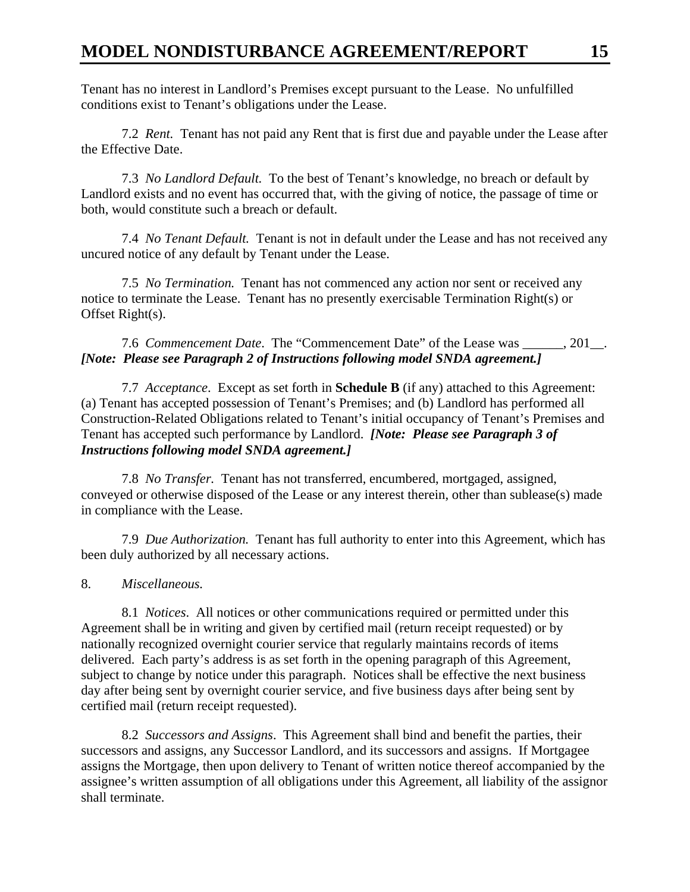Tenant has no interest in Landlord's Premises except pursuant to the Lease. No unfulfilled conditions exist to Tenant's obligations under the Lease.

7.2 *Rent.* Tenant has not paid any Rent that is first due and payable under the Lease after the Effective Date.

7.3 *No Landlord Default.* To the best of Tenant's knowledge, no breach or default by Landlord exists and no event has occurred that, with the giving of notice, the passage of time or both, would constitute such a breach or default.

7.4 *No Tenant Default.* Tenant is not in default under the Lease and has not received any uncured notice of any default by Tenant under the Lease.

7.5 *No Termination.* Tenant has not commenced any action nor sent or received any notice to terminate the Lease. Tenant has no presently exercisable Termination Right(s) or Offset Right(s).

7.6 *Commencement Date*. The "Commencement Date" of the Lease was ______, 201__. ***[Note: Please see Paragraph 2 of Instructions following model SNDA agreement.]***

7.7 *Acceptance*. Except as set forth in **Schedule B** (if any) attached to this Agreement: (a) Tenant has accepted possession of Tenant's Premises; and (b) Landlord has performed all Construction-Related Obligations related to Tenant's initial occupancy of Tenant's Premises and Tenant has accepted such performance by Landlord. ***[Note: Please see Paragraph 3 of Instructions following model SNDA agreement.]***

7.8 *No Transfer.* Tenant has not transferred, encumbered, mortgaged, assigned, conveyed or otherwise disposed of the Lease or any interest therein, other than sublease(s) made in compliance with the Lease.

7.9 *Due Authorization.* Tenant has full authority to enter into this Agreement, which has been duly authorized by all necessary actions.

8. *Miscellaneous.*

8.1 *Notices*. All notices or other communications required or permitted under this Agreement shall be in writing and given by certified mail (return receipt requested) or by nationally recognized overnight courier service that regularly maintains records of items delivered. Each party's address is as set forth in the opening paragraph of this Agreement, subject to change by notice under this paragraph. Notices shall be effective the next business day after being sent by overnight courier service, and five business days after being sent by certified mail (return receipt requested).

8.2 *Successors and Assigns*. This Agreement shall bind and benefit the parties, their successors and assigns, any Successor Landlord, and its successors and assigns. If Mortgagee assigns the Mortgage, then upon delivery to Tenant of written notice thereof accompanied by the assignee's written assumption of all obligations under this Agreement, all liability of the assignor shall terminate.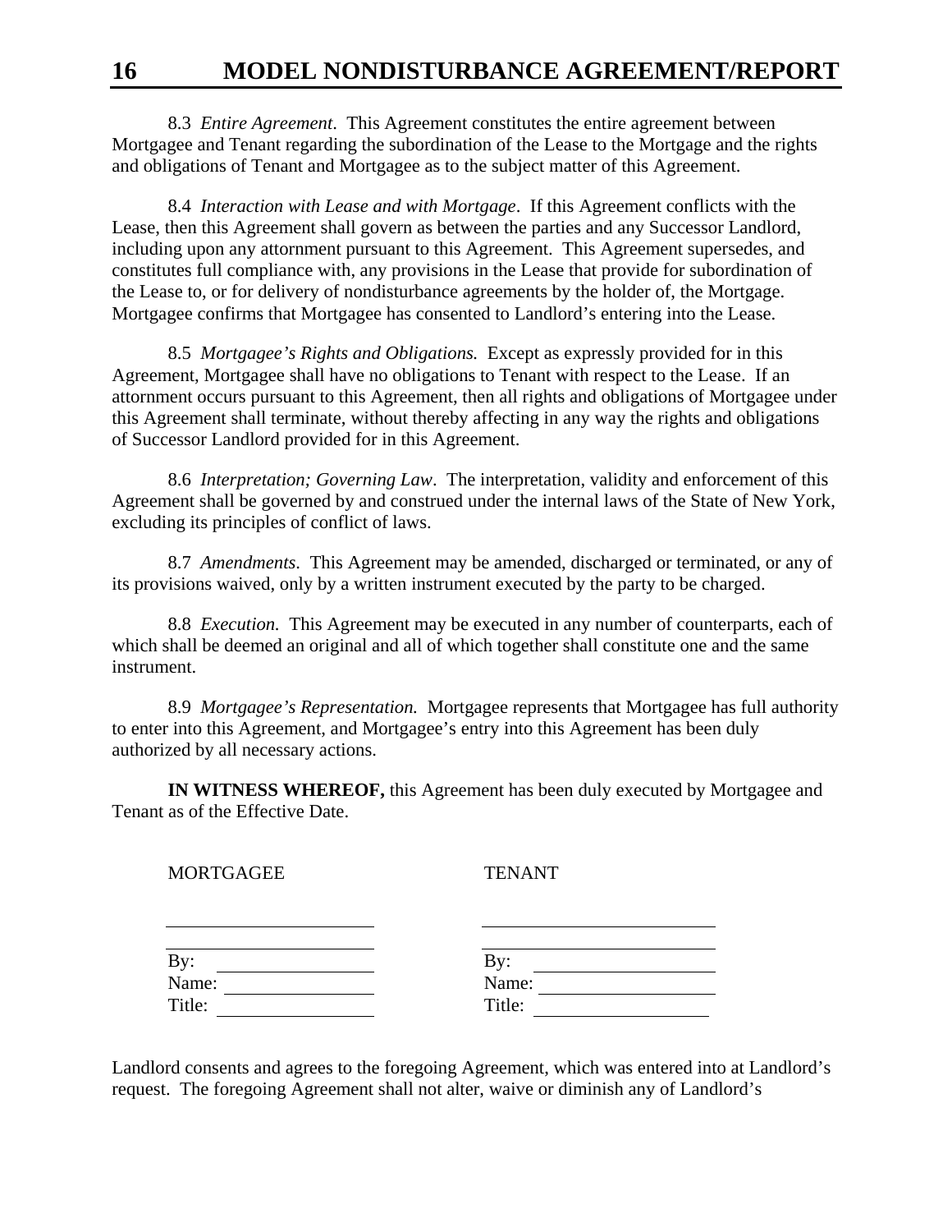8.3 *Entire Agreement*. This Agreement constitutes the entire agreement between Mortgagee and Tenant regarding the subordination of the Lease to the Mortgage and the rights and obligations of Tenant and Mortgagee as to the subject matter of this Agreement.

8.4 *Interaction with Lease and with Mortgage*. If this Agreement conflicts with the Lease, then this Agreement shall govern as between the parties and any Successor Landlord, including upon any attornment pursuant to this Agreement. This Agreement supersedes, and constitutes full compliance with, any provisions in the Lease that provide for subordination of the Lease to, or for delivery of nondisturbance agreements by the holder of, the Mortgage. Mortgagee confirms that Mortgagee has consented to Landlord's entering into the Lease.

8.5 *Mortgagee's Rights and Obligations.* Except as expressly provided for in this Agreement, Mortgagee shall have no obligations to Tenant with respect to the Lease. If an attornment occurs pursuant to this Agreement, then all rights and obligations of Mortgagee under this Agreement shall terminate, without thereby affecting in any way the rights and obligations of Successor Landlord provided for in this Agreement.

8.6 *Interpretation; Governing Law*. The interpretation, validity and enforcement of this Agreement shall be governed by and construed under the internal laws of the State of New York, excluding its principles of conflict of laws.

8.7 *Amendments*. This Agreement may be amended, discharged or terminated, or any of its provisions waived, only by a written instrument executed by the party to be charged.

8.8 *Execution.* This Agreement may be executed in any number of counterparts, each of which shall be deemed an original and all of which together shall constitute one and the same instrument.

8.9 *Mortgagee's Representation.* Mortgagee represents that Mortgagee has full authority to enter into this Agreement, and Mortgagee's entry into this Agreement has been duly authorized by all necessary actions.

**IN WITNESS WHEREOF,** this Agreement has been duly executed by Mortgagee and Tenant as of the Effective Date.

MORTGAGEE

\_\_\_\_\_\_\_\_\_\_\_\_\_\_\_\_\_\_\_\_\_\_\_\_

By: \_\_\_\_\_\_\_\_\_\_\_\_\_\_\_\_\_\_
Name: \_\_\_\_\_\_\_\_\_\_\_\_\_\_\_\_
Title: \_\_\_\_\_\_\_\_\_\_\_\_\_\_\_\_\_

TENANT

\_\_\_\_\_\_\_\_\_\_\_\_\_\_\_\_\_\_\_\_\_\_\_\_

By: \_\_\_\_\_\_\_\_\_\_\_\_\_\_\_\_\_\_
Name: \_\_\_\_\_\_\_\_\_\_\_\_\_\_\_\_
Title: \_\_\_\_\_\_\_\_\_\_\_\_\_\_\_\_\_

Landlord consents and agrees to the foregoing Agreement, which was entered into at Landlord's request. The foregoing Agreement shall not alter, waive or diminish any of Landlord's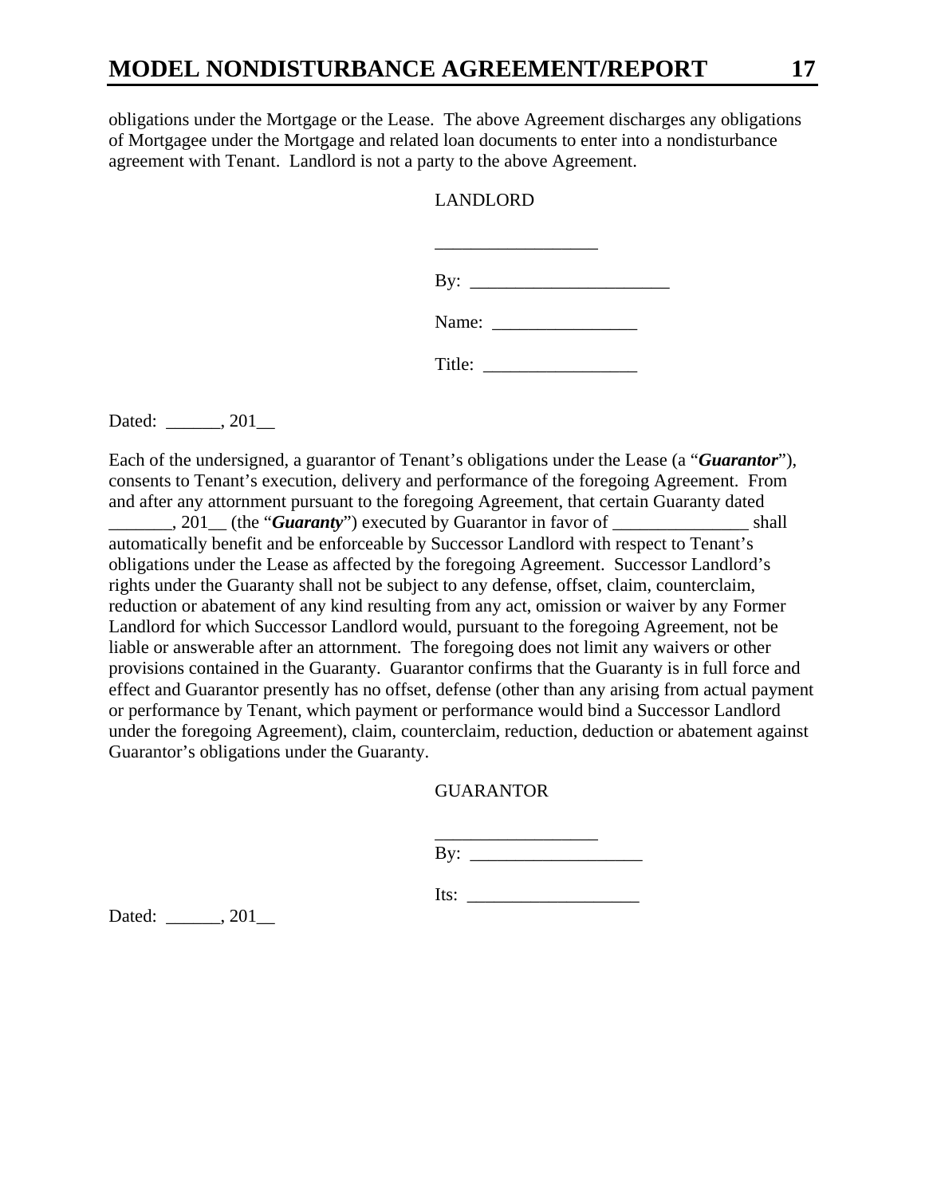obligations under the Mortgage or the Lease. The above Agreement discharges any obligations of Mortgagee under the Mortgage and related loan documents to enter into a nondisturbance agreement with Tenant. Landlord is not a party to the above Agreement.

LANDLORD

__________________

By: ______________________

Name: ________________

Title: _________________

Dated: ______, 201__

Each of the undersigned, a guarantor of Tenant's obligations under the Lease (a "***Guarantor***"), consents to Tenant's execution, delivery and performance of the foregoing Agreement. From and after any attornment pursuant to the foregoing Agreement, that certain Guaranty dated _______, 201__ (the "***Guaranty***") executed by Guarantor in favor of _______________ shall automatically benefit and be enforceable by Successor Landlord with respect to Tenant's obligations under the Lease as affected by the foregoing Agreement. Successor Landlord's rights under the Guaranty shall not be subject to any defense, offset, claim, counterclaim, reduction or abatement of any kind resulting from any act, omission or waiver by any Former Landlord for which Successor Landlord would, pursuant to the foregoing Agreement, not be liable or answerable after an attornment. The foregoing does not limit any waivers or other provisions contained in the Guaranty. Guarantor confirms that the Guaranty is in full force and effect and Guarantor presently has no offset, defense (other than any arising from actual payment or performance by Tenant, which payment or performance would bind a Successor Landlord under the foregoing Agreement), claim, counterclaim, reduction, deduction or abatement against Guarantor's obligations under the Guaranty.

GUARANTOR

__________________

By: ___________________

Its: ___________________

Dated: ______, 201__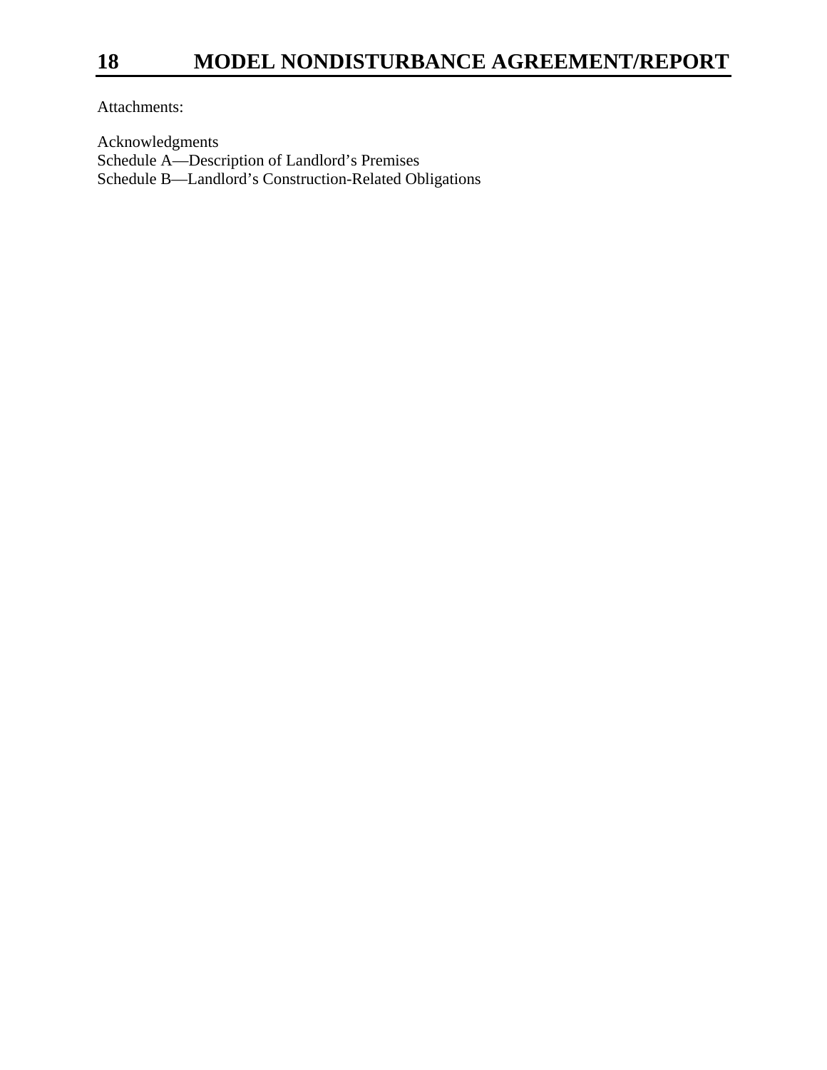Attachments:

Acknowledgments
Schedule A—Description of Landlord's Premises
Schedule B—Landlord's Construction-Related Obligations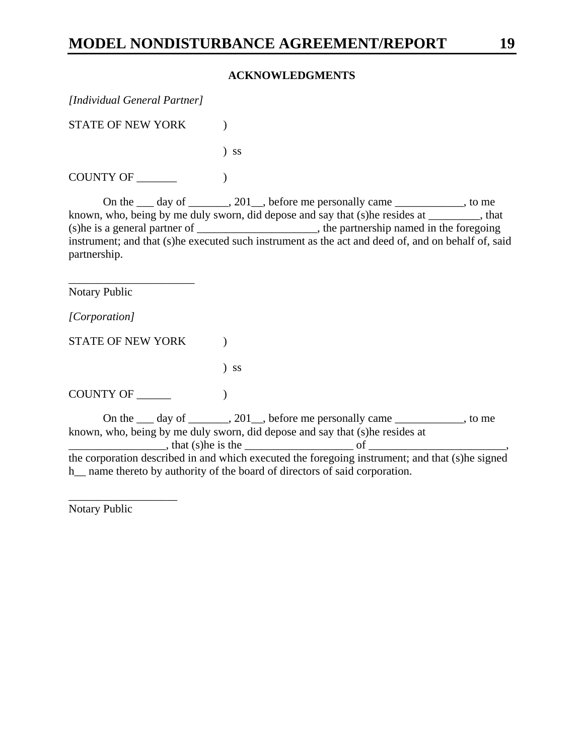**ACKNOWLEDGMENTS**

*[Individual General Partner]*

STATE OF NEW YORK )

) ss

COUNTY OF _______ )

On the ___ day of _______, 201__, before me personally came ____________, to me known, who, being by me duly sworn, did depose and say that (s)he resides at _________, that (s)he is a general partner of _____________________, the partnership named in the foregoing instrument; and that (s)he executed such instrument as the act and deed of, and on behalf of, said partnership.

______________________
Notary Public

*[Corporation]*

STATE OF NEW YORK )

) ss

COUNTY OF ______ )

On the ___ day of _______, 201__, before me personally came ____________, to me known, who, being by me duly sworn, did depose and say that (s)he resides at _________________, that (s)he is the ___________________ of ________________________, the corporation described in and which executed the foregoing instrument; and that (s)he signed h__ name thereto by authority of the board of directors of said corporation.

___________________
Notary Public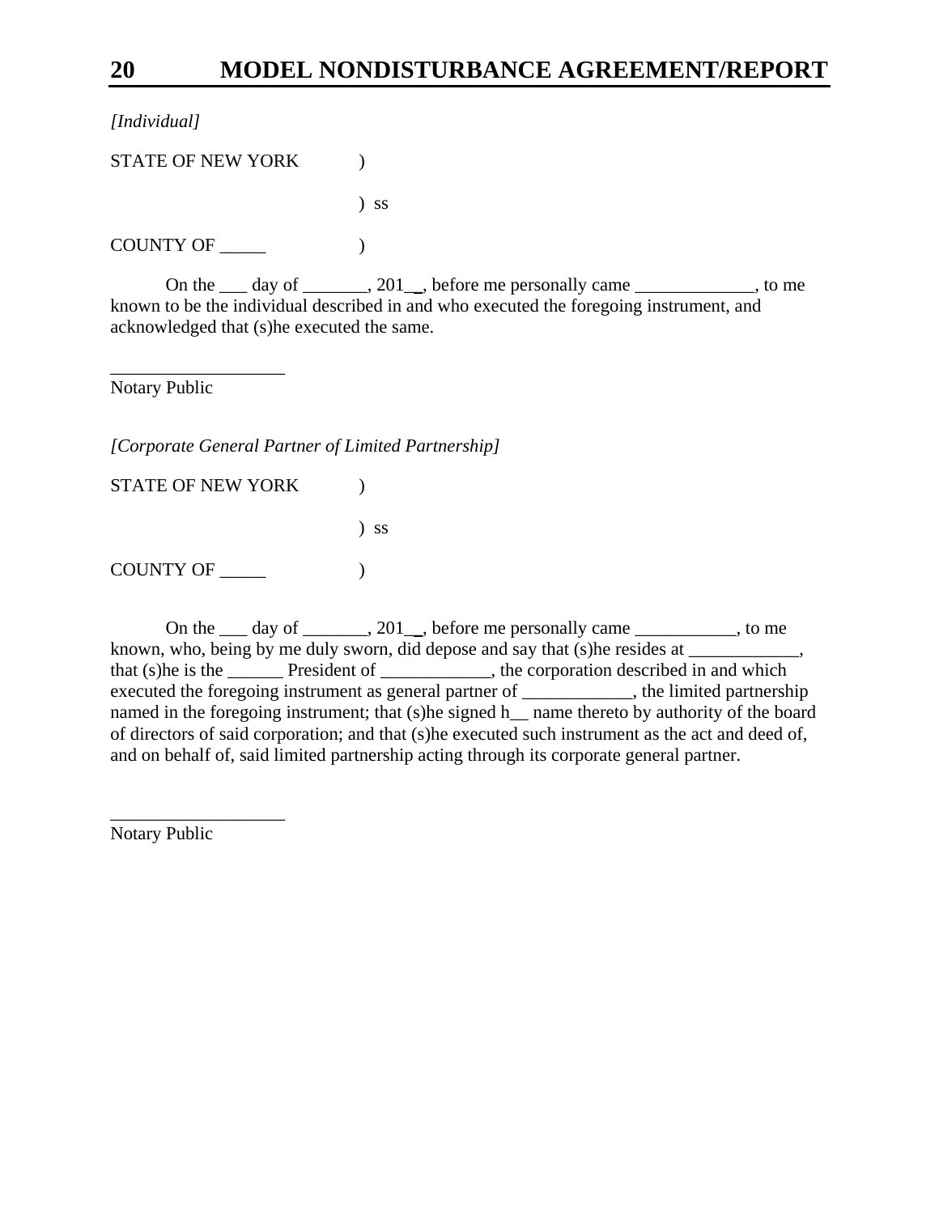*[Individual]*

STATE OF NEW YORK )

) ss

COUNTY OF _____ )

On the ___ day of _______, 201__, before me personally came _____________, to me known to be the individual described in and who executed the foregoing instrument, and acknowledged that (s)he executed the same.

___________________
Notary Public

*[Corporate General Partner of Limited Partnership]*

STATE OF NEW YORK )

) ss

COUNTY OF _____ )

On the ___ day of _______, 201__, before me personally came ___________, to me known, who, being by me duly sworn, did depose and say that (s)he resides at ____________, that (s)he is the ______ President of ____________, the corporation described in and which executed the foregoing instrument as general partner of ____________, the limited partnership named in the foregoing instrument; that (s)he signed h__ name thereto by authority of the board of directors of said corporation; and that (s)he executed such instrument as the act and deed of, and on behalf of, said limited partnership acting through its corporate general partner.

___________________
Notary Public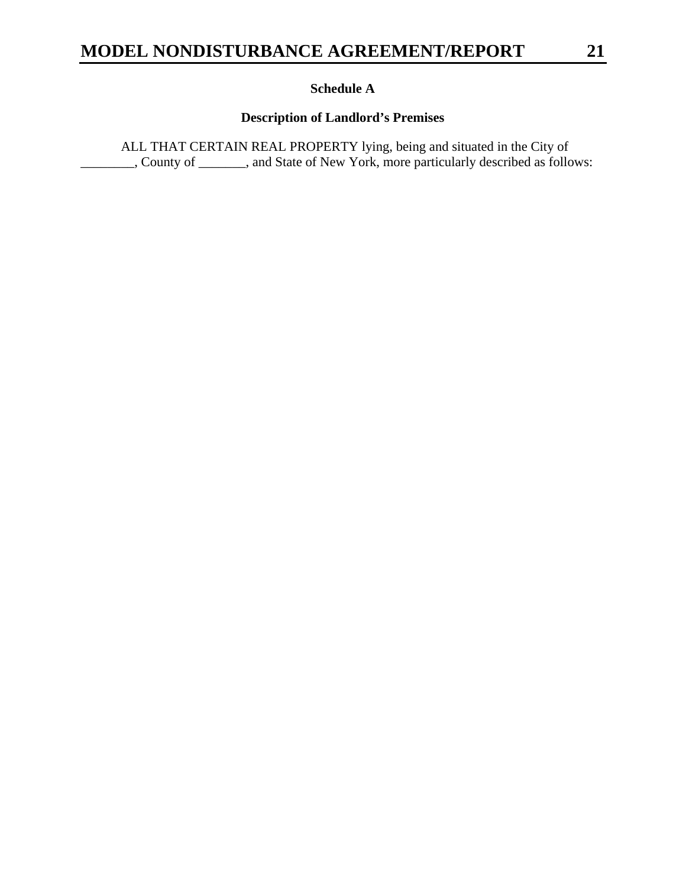**Schedule A**

**Description of Landlord's Premises**

ALL THAT CERTAIN REAL PROPERTY lying, being and situated in the City of ________, County of _______, and State of New York, more particularly described as follows: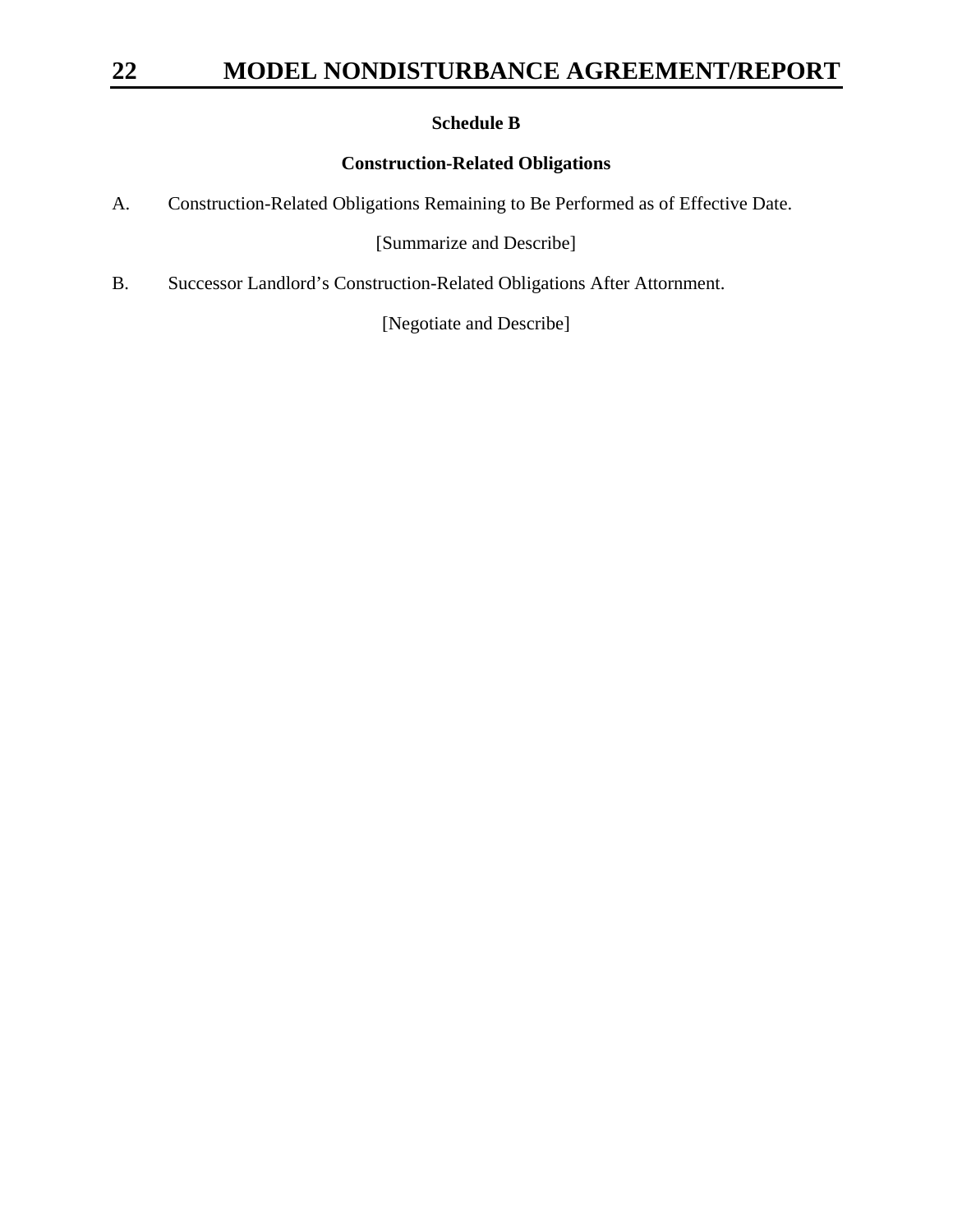**Schedule B**

**Construction-Related Obligations**

A. Construction-Related Obligations Remaining to Be Performed as of Effective Date.

[Summarize and Describe]

B. Successor Landlord's Construction-Related Obligations After Attornment.

[Negotiate and Describe]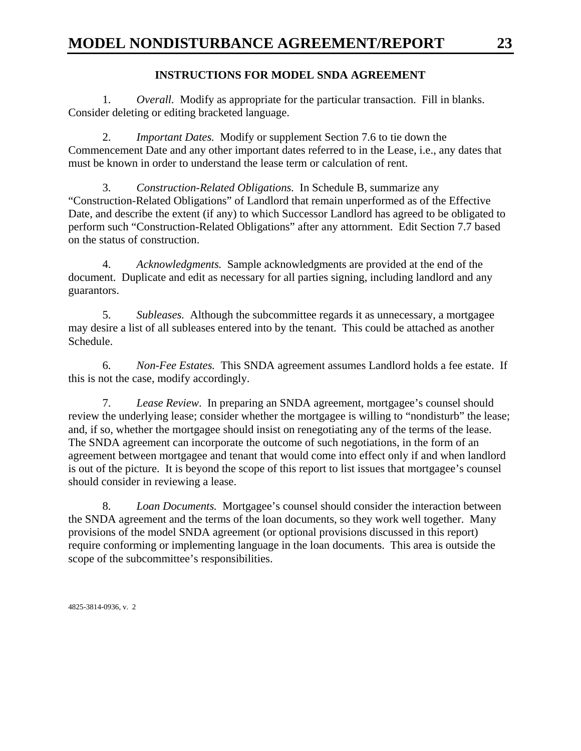## INSTRUCTIONS FOR MODEL SNDA AGREEMENT

1. *Overall.* Modify as appropriate for the particular transaction. Fill in blanks. Consider deleting or editing bracketed language.

2. *Important Dates.* Modify or supplement Section 7.6 to tie down the Commencement Date and any other important dates referred to in the Lease, i.e., any dates that must be known in order to understand the lease term or calculation of rent.

3. *Construction-Related Obligations.* In Schedule B, summarize any "Construction-Related Obligations" of Landlord that remain unperformed as of the Effective Date, and describe the extent (if any) to which Successor Landlord has agreed to be obligated to perform such "Construction-Related Obligations" after any attornment. Edit Section 7.7 based on the status of construction.

4. *Acknowledgments.* Sample acknowledgments are provided at the end of the document. Duplicate and edit as necessary for all parties signing, including landlord and any guarantors.

5. *Subleases.* Although the subcommittee regards it as unnecessary, a mortgagee may desire a list of all subleases entered into by the tenant. This could be attached as another Schedule.

6. *Non-Fee Estates.* This SNDA agreement assumes Landlord holds a fee estate. If this is not the case, modify accordingly.

7. *Lease Review*. In preparing an SNDA agreement, mortgagee's counsel should review the underlying lease; consider whether the mortgagee is willing to "nondisturb" the lease; and, if so, whether the mortgagee should insist on renegotiating any of the terms of the lease. The SNDA agreement can incorporate the outcome of such negotiations, in the form of an agreement between mortgagee and tenant that would come into effect only if and when landlord is out of the picture. It is beyond the scope of this report to list issues that mortgagee's counsel should consider in reviewing a lease.

8. *Loan Documents.* Mortgagee's counsel should consider the interaction between the SNDA agreement and the terms of the loan documents, so they work well together. Many provisions of the model SNDA agreement (or optional provisions discussed in this report) require conforming or implementing language in the loan documents. This area is outside the scope of the subcommittee's responsibilities.

4825-3814-0936, v. 2